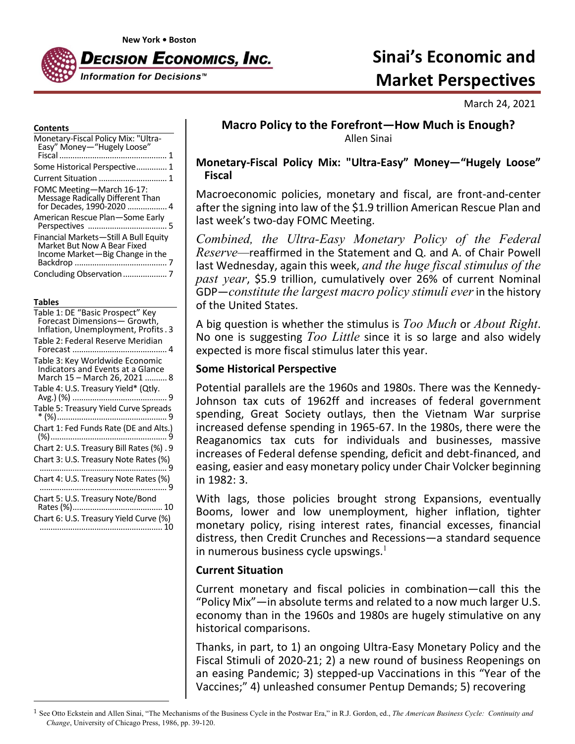New York • Boston

**Decision Economics, Inc.**
*Information for Decisions™*

# Sinai's Economic and Market Perspectives

March 24, 2021

**Contents**

- Monetary-Fiscal Policy Mix: "Ultra-Easy" Money—"Hugely Loose" Fiscal ..... 1
- Some Historical Perspective ..... 1
- Current Situation ..... 1
- FOMC Meeting—March 16-17: Message Radically Different Than for Decades, 1990-2020 ..... 4
- American Rescue Plan—Some Early Perspectives ..... 5
- Financial Markets—Still A Bull Equity Market But Now A Bear Fixed Income Market—Big Change in the Backdrop ..... 7
- Concluding Observation ..... 7

**Tables**

- Table 1: DE "Basic Prospect" Key Forecast Dimensions— Growth, Inflation, Unemployment, Profits . 3
- Table 2: Federal Reserve Meridian Forecast ..... 4
- Table 3: Key Worldwide Economic Indicators and Events at a Glance March 15 – March 26, 2021 ..... 8
- Table 4: U.S. Treasury Yield* (Qtly. Avg.) (%) ..... 9
- Table 5: Treasury Yield Curve Spreads * (%) ..... 9
- Chart 1: Fed Funds Rate (DE and Alts.) (%) ..... 9
- Chart 2: U.S. Treasury Bill Rates (%) . 9
- Chart 3: U.S. Treasury Note Rates (%) ..... 9
- Chart 4: U.S. Treasury Note Rates (%) ..... 9
- Chart 5: U.S. Treasury Note/Bond Rates (%) ..... 10
- Chart 6: U.S. Treasury Yield Curve (%) ..... 10

## Macro Policy to the Forefront—How Much is Enough?

Allen Sinai

### Monetary-Fiscal Policy Mix: "Ultra-Easy" Money—"Hugely Loose" Fiscal

Macroeconomic policies, monetary and fiscal, are front-and-center after the signing into law of the $1.9 trillion American Rescue Plan and last week's two-day FOMC Meeting.

*Combined, the Ultra-Easy Monetary Policy of the Federal Reserve*—reaffirmed in the Statement and Q. and A. of Chair Powell last Wednesday, again this week, *and the huge fiscal stimulus of the past year*, $5.9 trillion, cumulatively over 26% of current Nominal GDP—*constitute the largest macro policy stimuli ever* in the history of the United States.

A big question is whether the stimulus is *Too Much* or *About Right*. No one is suggesting *Too Little* since it is so large and also widely expected is more fiscal stimulus later this year.

### Some Historical Perspective

Potential parallels are the 1960s and 1980s. There was the Kennedy-Johnson tax cuts of 1962ff and increases of federal government spending, Great Society outlays, then the Vietnam War surprise increased defense spending in 1965-67. In the 1980s, there were the Reaganomics tax cuts for individuals and businesses, massive increases of Federal defense spending, deficit and debt-financed, and easing, easier and easy monetary policy under Chair Volcker beginning in 1982: 3.

With lags, those policies brought strong Expansions, eventually Booms, lower and low unemployment, higher inflation, tighter monetary policy, rising interest rates, financial excesses, financial distress, then Credit Crunches and Recessions—a standard sequence in numerous business cycle upswings.[1]

### Current Situation

Current monetary and fiscal policies in combination—call this the "Policy Mix"—in absolute terms and related to a now much larger U.S. economy than in the 1960s and 1980s are hugely stimulative on any historical comparisons.

Thanks, in part, to 1) an ongoing Ultra-Easy Monetary Policy and the Fiscal Stimuli of 2020-21; 2) a new round of business Reopenings on an easing Pandemic; 3) stepped-up Vaccinations in this "Year of the Vaccines;" 4) unleashed consumer Pentup Demands; 5) recovering

---

[1] See Otto Eckstein and Allen Sinai, "The Mechanisms of the Business Cycle in the Postwar Era," in R.J. Gordon, ed., *The American Business Cycle: Continuity and Change*, University of Chicago Press, 1986, pp. 39-120.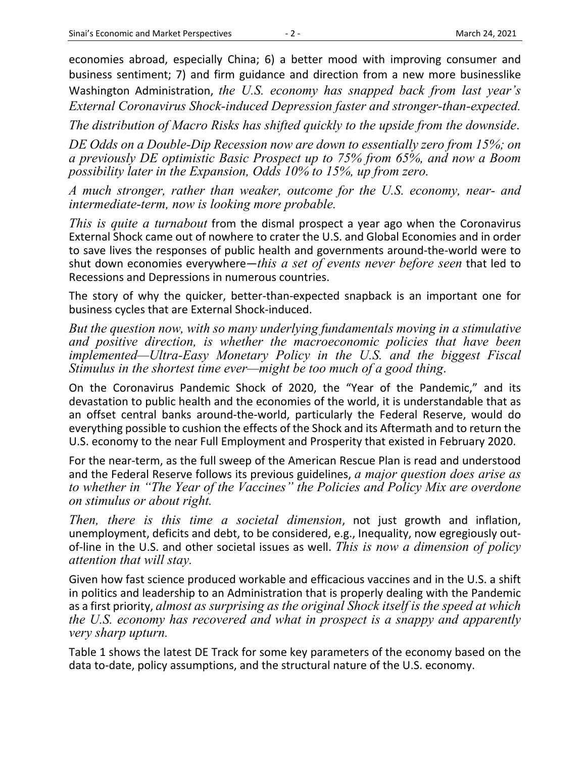economies abroad, especially China; 6) a better mood with improving consumer and business sentiment; 7) and firm guidance and direction from a new more businesslike Washington Administration, *the U.S. economy has snapped back from last year's External Coronavirus Shock-induced Depression faster and stronger-than-expected.*

*The distribution of Macro Risks has shifted quickly to the upside from the downside.*

*DE Odds on a Double-Dip Recession now are down to essentially zero from 15%; on a previously DE optimistic Basic Prospect up to 75% from 65%, and now a Boom possibility later in the Expansion, Odds 10% to 15%, up from zero.*

*A much stronger, rather than weaker, outcome for the U.S. economy, near- and intermediate-term, now is looking more probable.*

*This is quite a turnabout* from the dismal prospect a year ago when the Coronavirus External Shock came out of nowhere to crater the U.S. and Global Economies and in order to save lives the responses of public health and governments around-the-world were to shut down economies everywhere—*this a set of events never before seen* that led to Recessions and Depressions in numerous countries.

The story of why the quicker, better-than-expected snapback is an important one for business cycles that are External Shock-induced.

*But the question now, with so many underlying fundamentals moving in a stimulative and positive direction, is whether the macroeconomic policies that have been implemented—Ultra-Easy Monetary Policy in the U.S. and the biggest Fiscal Stimulus in the shortest time ever—might be too much of a good thing.*

On the Coronavirus Pandemic Shock of 2020, the "Year of the Pandemic," and its devastation to public health and the economies of the world, it is understandable that as an offset central banks around-the-world, particularly the Federal Reserve, would do everything possible to cushion the effects of the Shock and its Aftermath and to return the U.S. economy to the near Full Employment and Prosperity that existed in February 2020.

For the near-term, as the full sweep of the American Rescue Plan is read and understood and the Federal Reserve follows its previous guidelines, *a major question does arise as to whether in "The Year of the Vaccines" the Policies and Policy Mix are overdone on stimulus or about right.*

*Then, there is this time a societal dimension*, not just growth and inflation, unemployment, deficits and debt, to be considered, e.g., Inequality, now egregiously out-of-line in the U.S. and other societal issues as well. *This is now a dimension of policy attention that will stay.*

Given how fast science produced workable and efficacious vaccines and in the U.S. a shift in politics and leadership to an Administration that is properly dealing with the Pandemic as a first priority, *almost as surprising as the original Shock itself is the speed at which the U.S. economy has recovered and what in prospect is a snappy and apparently very sharp upturn.*

Table 1 shows the latest DE Track for some key parameters of the economy based on the data to-date, policy assumptions, and the structural nature of the U.S. economy.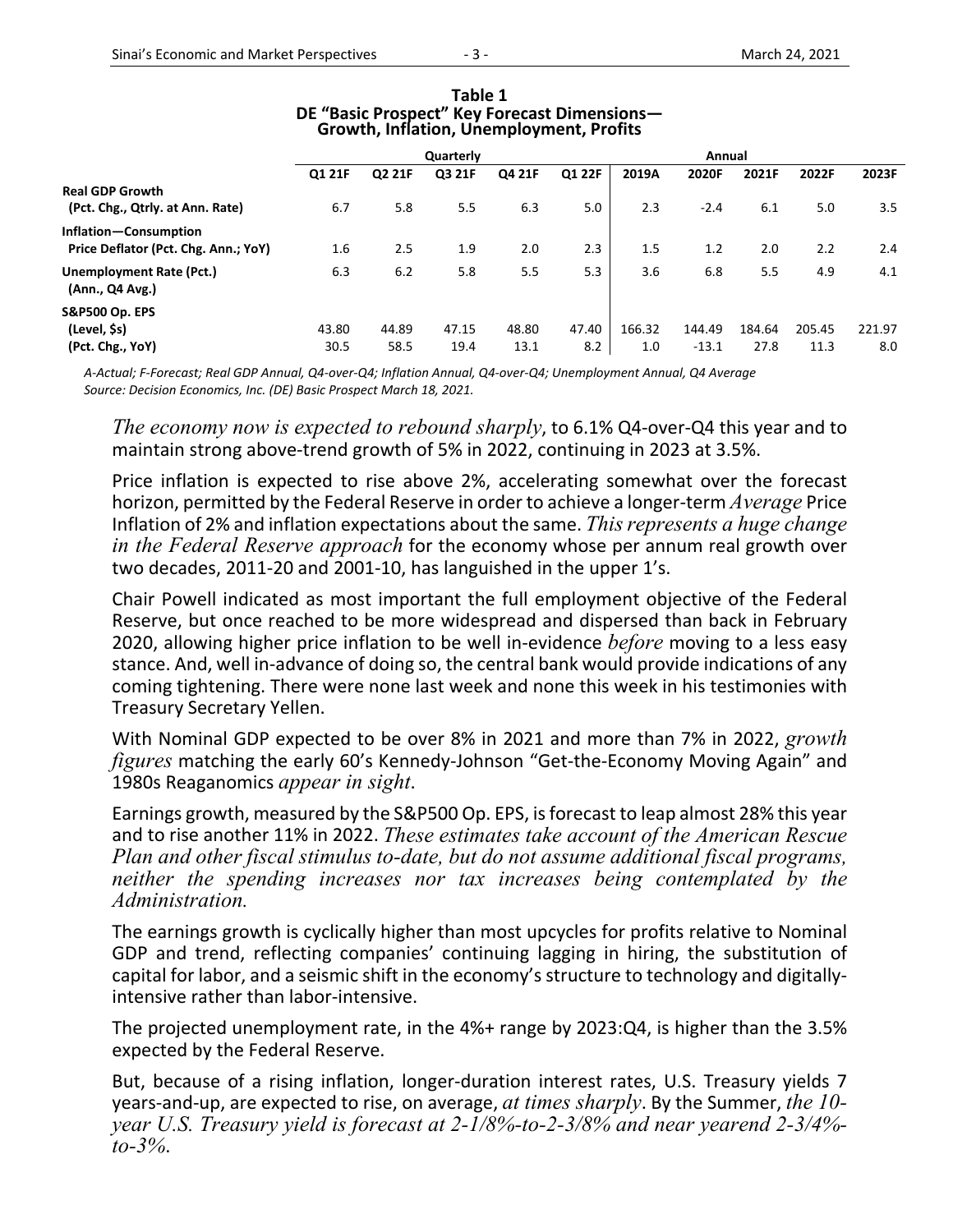**Table 1**
**DE "Basic Prospect" Key Forecast Dimensions—**
**Growth, Inflation, Unemployment, Profits**

| | Quarterly | | | | | Annual | | | | |
|---|---|---|---|---|---|---|---|---|---|---|
| | **Q1 21F** | **Q2 21F** | **Q3 21F** | **Q4 21F** | **Q1 22F** | **2019A** | **2020F** | **2021F** | **2022F** | **2023F** |
| **Real GDP Growth** **(Pct. Chg., Qtrly. at Ann. Rate)** | 6.7 | 5.8 | 5.5 | 6.3 | 5.0 | 2.3 | -2.4 | 6.1 | 5.0 | 3.5 |
| **Inflation—Consumption** **Price Deflator (Pct. Chg. Ann.; YoY)** | 1.6 | 2.5 | 1.9 | 2.0 | 2.3 | 1.5 | 1.2 | 2.0 | 2.2 | 2.4 |
| **Unemployment Rate (Pct.)** **(Ann., Q4 Avg.)** | 6.3 | 6.2 | 5.8 | 5.5 | 5.3 | 3.6 | 6.8 | 5.5 | 4.9 | 4.1 |
| **S&P500 Op. EPS** | | | | | | | | | | |
| **(Level, $s)** | 43.80 | 44.89 | 47.15 | 48.80 | 47.40 | 166.32 | 144.49 | 184.64 | 205.45 | 221.97 |
| **(Pct. Chg., YoY)** | 30.5 | 58.5 | 19.4 | 13.1 | 8.2 | 1.0 | -13.1 | 27.8 | 11.3 | 8.0 |

*A-Actual; F-Forecast; Real GDP Annual, Q4-over-Q4; Inflation Annual, Q4-over-Q4; Unemployment Annual, Q4 Average*
*Source: Decision Economics, Inc. (DE) Basic Prospect March 18, 2021.*

*The economy now is expected to rebound sharply*, to 6.1% Q4-over-Q4 this year and to maintain strong above-trend growth of 5% in 2022, continuing in 2023 at 3.5%.

Price inflation is expected to rise above 2%, accelerating somewhat over the forecast horizon, permitted by the Federal Reserve in order to achieve a longer-term *Average* Price Inflation of 2% and inflation expectations about the same. *This represents a huge change in the Federal Reserve approach* for the economy whose per annum real growth over two decades, 2011-20 and 2001-10, has languished in the upper 1's.

Chair Powell indicated as most important the full employment objective of the Federal Reserve, but once reached to be more widespread and dispersed than back in February 2020, allowing higher price inflation to be well in-evidence *before* moving to a less easy stance. And, well in-advance of doing so, the central bank would provide indications of any coming tightening. There were none last week and none this week in his testimonies with Treasury Secretary Yellen.

With Nominal GDP expected to be over 8% in 2021 and more than 7% in 2022, *growth figures* matching the early 60's Kennedy-Johnson "Get-the-Economy Moving Again" and 1980s Reaganomics *appear in sight*.

Earnings growth, measured by the S&P500 Op. EPS, is forecast to leap almost 28% this year and to rise another 11% in 2022. *These estimates take account of the American Rescue Plan and other fiscal stimulus to-date, but do not assume additional fiscal programs, neither the spending increases nor tax increases being contemplated by the Administration.*

The earnings growth is cyclically higher than most upcycles for profits relative to Nominal GDP and trend, reflecting companies' continuing lagging in hiring, the substitution of capital for labor, and a seismic shift in the economy's structure to technology and digitally-intensive rather than labor-intensive.

The projected unemployment rate, in the 4%+ range by 2023:Q4, is higher than the 3.5% expected by the Federal Reserve.

But, because of a rising inflation, longer-duration interest rates, U.S. Treasury yields 7 years-and-up, are expected to rise, on average, *at times sharply*. By the Summer, *the 10-year U.S. Treasury yield is forecast at 2-1/8%-to-2-3/8% and near yearend 2-3/4%-to-3%.*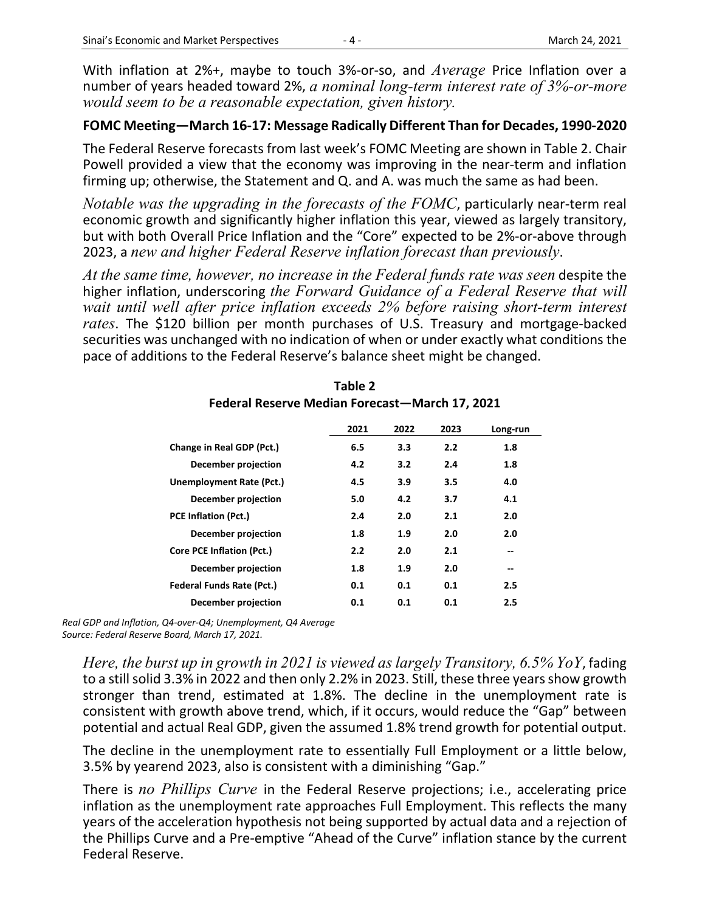With inflation at 2%+, maybe to touch 3%-or-so, and *Average* Price Inflation over a number of years headed toward 2%, *a nominal long-term interest rate of 3%-or-more would seem to be a reasonable expectation, given history.*

**FOMC Meeting—March 16-17: Message Radically Different Than for Decades, 1990-2020**

The Federal Reserve forecasts from last week's FOMC Meeting are shown in Table 2. Chair Powell provided a view that the economy was improving in the near-term and inflation firming up; otherwise, the Statement and Q. and A. was much the same as had been.

*Notable was the upgrading in the forecasts of the FOMC*, particularly near-term real economic growth and significantly higher inflation this year, viewed as largely transitory, but with both Overall Price Inflation and the "Core" expected to be 2%-or-above through 2023, a *new and higher Federal Reserve inflation forecast than previously*.

*At the same time, however, no increase in the Federal funds rate was seen* despite the higher inflation, underscoring *the Forward Guidance of a Federal Reserve that will wait until well after price inflation exceeds 2% before raising short-term interest rates*. The $120 billion per month purchases of U.S. Treasury and mortgage-backed securities was unchanged with no indication of when or under exactly what conditions the pace of additions to the Federal Reserve's balance sheet might be changed.

**Table 2**
**Federal Reserve Median Forecast—March 17, 2021**

| | 2021 | 2022 | 2023 | Long-run |
|---|---|---|---|---|
| **Change in Real GDP (Pct.)** | 6.5 | 3.3 | 2.2 | 1.8 |
| **December projection** | 4.2 | 3.2 | 2.4 | 1.8 |
| **Unemployment Rate (Pct.)** | 4.5 | 3.9 | 3.5 | 4.0 |
| **December projection** | 5.0 | 4.2 | 3.7 | 4.1 |
| **PCE Inflation (Pct.)** | 2.4 | 2.0 | 2.1 | 2.0 |
| **December projection** | 1.8 | 1.9 | 2.0 | 2.0 |
| **Core PCE Inflation (Pct.)** | 2.2 | 2.0 | 2.1 | -- |
| **December projection** | 1.8 | 1.9 | 2.0 | -- |
| **Federal Funds Rate (Pct.)** | 0.1 | 0.1 | 0.1 | 2.5 |
| **December projection** | 0.1 | 0.1 | 0.1 | 2.5 |

*Real GDP and Inflation, Q4-over-Q4; Unemployment, Q4 Average*
*Source: Federal Reserve Board, March 17, 2021.*

*Here, the burst up in growth in 2021 is viewed as largely Transitory, 6.5% YoY*, fading to a still solid 3.3% in 2022 and then only 2.2% in 2023. Still, these three years show growth stronger than trend, estimated at 1.8%. The decline in the unemployment rate is consistent with growth above trend, which, if it occurs, would reduce the "Gap" between potential and actual Real GDP, given the assumed 1.8% trend growth for potential output.

The decline in the unemployment rate to essentially Full Employment or a little below, 3.5% by yearend 2023, also is consistent with a diminishing "Gap."

There is *no Phillips Curve* in the Federal Reserve projections; i.e., accelerating price inflation as the unemployment rate approaches Full Employment. This reflects the many years of the acceleration hypothesis not being supported by actual data and a rejection of the Phillips Curve and a Pre-emptive "Ahead of the Curve" inflation stance by the current Federal Reserve.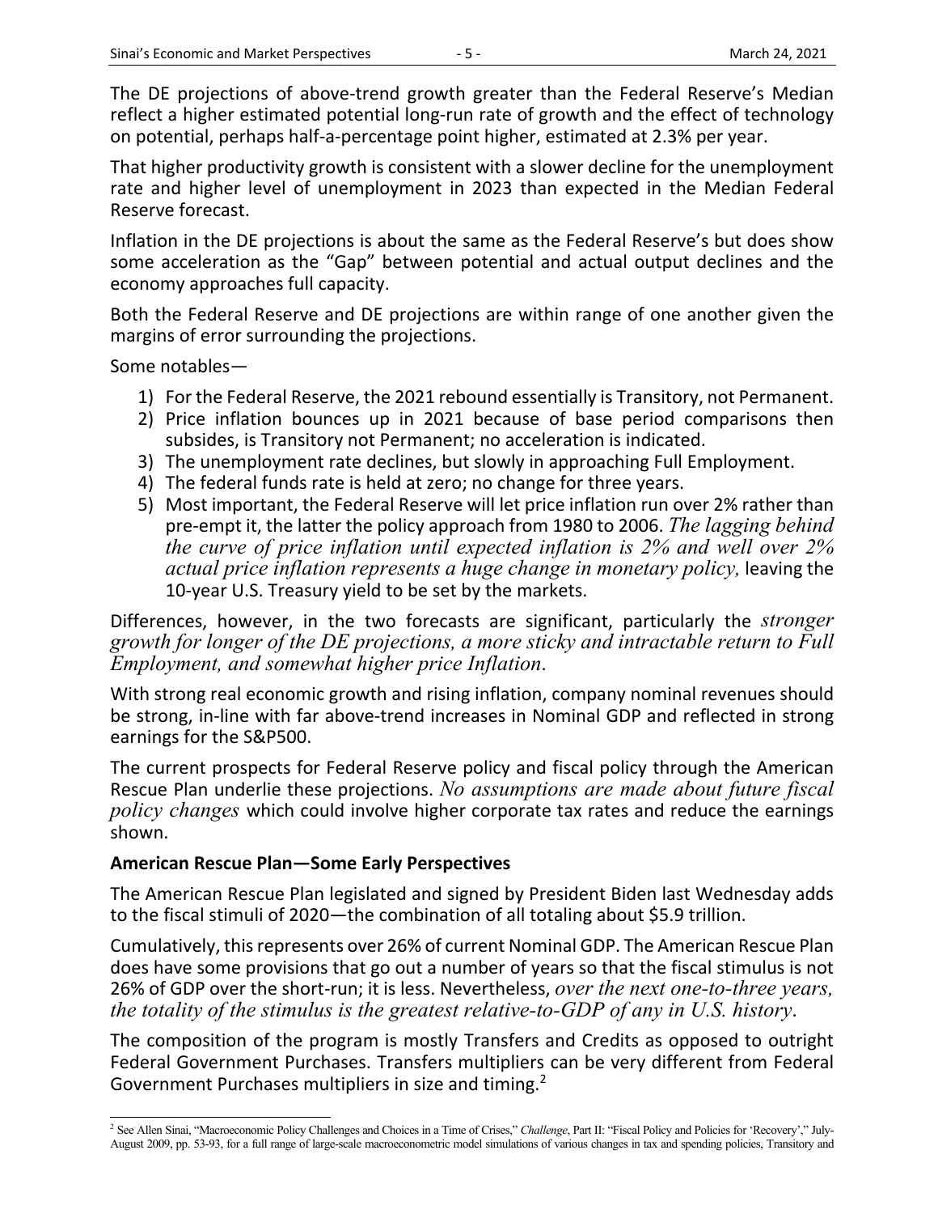The DE projections of above-trend growth greater than the Federal Reserve's Median reflect a higher estimated potential long-run rate of growth and the effect of technology on potential, perhaps half-a-percentage point higher, estimated at 2.3% per year.

That higher productivity growth is consistent with a slower decline for the unemployment rate and higher level of unemployment in 2023 than expected in the Median Federal Reserve forecast.

Inflation in the DE projections is about the same as the Federal Reserve's but does show some acceleration as the "Gap" between potential and actual output declines and the economy approaches full capacity.

Both the Federal Reserve and DE projections are within range of one another given the margins of error surrounding the projections.

Some notables—

1) For the Federal Reserve, the 2021 rebound essentially is Transitory, not Permanent.
2) Price inflation bounces up in 2021 because of base period comparisons then subsides, is Transitory not Permanent; no acceleration is indicated.
3) The unemployment rate declines, but slowly in approaching Full Employment.
4) The federal funds rate is held at zero; no change for three years.
5) Most important, the Federal Reserve will let price inflation run over 2% rather than pre-empt it, the latter the policy approach from 1980 to 2006. *The lagging behind the curve of price inflation until expected inflation is 2% and well over 2% actual price inflation represents a huge change in monetary policy,* leaving the 10-year U.S. Treasury yield to be set by the markets.

Differences, however, in the two forecasts are significant, particularly the *stronger growth for longer of the DE projections, a more sticky and intractable return to Full Employment, and somewhat higher price Inflation*.

With strong real economic growth and rising inflation, company nominal revenues should be strong, in-line with far above-trend increases in Nominal GDP and reflected in strong earnings for the S&P500.

The current prospects for Federal Reserve policy and fiscal policy through the American Rescue Plan underlie these projections. *No assumptions are made about future fiscal policy changes* which could involve higher corporate tax rates and reduce the earnings shown.

**American Rescue Plan—Some Early Perspectives**

The American Rescue Plan legislated and signed by President Biden last Wednesday adds to the fiscal stimuli of 2020—the combination of all totaling about $5.9 trillion.

Cumulatively, this represents over 26% of current Nominal GDP. The American Rescue Plan does have some provisions that go out a number of years so that the fiscal stimulus is not 26% of GDP over the short-run; it is less. Nevertheless, *over the next one-to-three years, the totality of the stimulus is the greatest relative-to-GDP of any in U.S. history*.

The composition of the program is mostly Transfers and Credits as opposed to outright Federal Government Purchases. Transfers multipliers can be very different from Federal Government Purchases multipliers in size and timing.[2]

[2] See Allen Sinai, "Macroeconomic Policy Challenges and Choices in a Time of Crises," *Challenge*, Part II: "Fiscal Policy and Policies for 'Recovery'," July-August 2009, pp. 53-93, for a full range of large-scale macroeconometric model simulations of various changes in tax and spending policies, Transitory and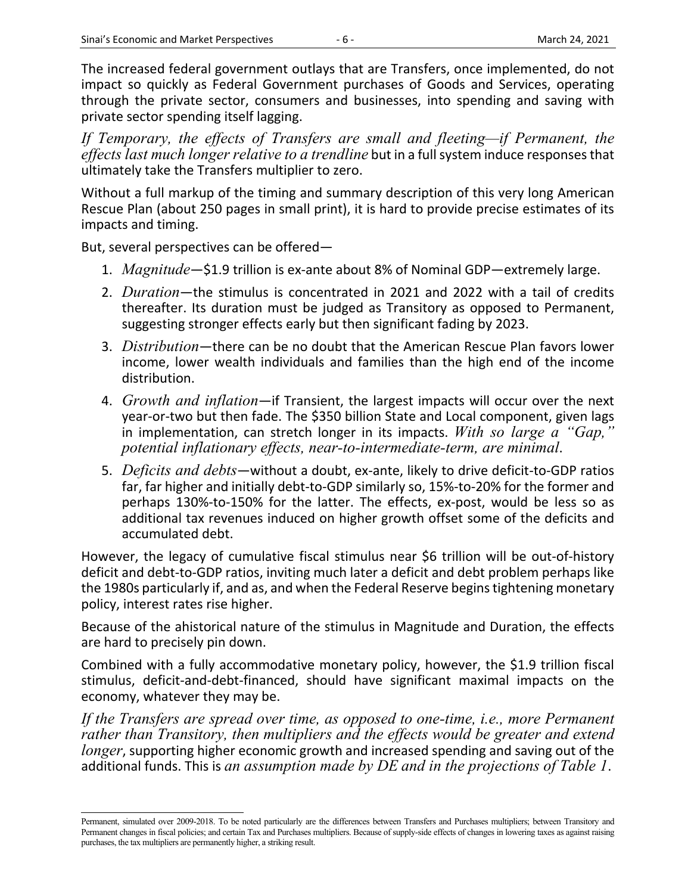The increased federal government outlays that are Transfers, once implemented, do not impact so quickly as Federal Government purchases of Goods and Services, operating through the private sector, consumers and businesses, into spending and saving with private sector spending itself lagging.

*If Temporary, the effects of Transfers are small and fleeting—if Permanent, the effects last much longer relative to a trendline* but in a full system induce responses that ultimately take the Transfers multiplier to zero.

Without a full markup of the timing and summary description of this very long American Rescue Plan (about 250 pages in small print), it is hard to provide precise estimates of its impacts and timing.

But, several perspectives can be offered—

1. *Magnitude*—$1.9 trillion is ex-ante about 8% of Nominal GDP—extremely large.
2. *Duration*—the stimulus is concentrated in 2021 and 2022 with a tail of credits thereafter. Its duration must be judged as Transitory as opposed to Permanent, suggesting stronger effects early but then significant fading by 2023.
3. *Distribution*—there can be no doubt that the American Rescue Plan favors lower income, lower wealth individuals and families than the high end of the income distribution.
4. *Growth and inflation*—if Transient, the largest impacts will occur over the next year-or-two but then fade. The $350 billion State and Local component, given lags in implementation, can stretch longer in its impacts. *With so large a "Gap," potential inflationary effects, near-to-intermediate-term, are minimal*.
5. *Deficits and debts*—without a doubt, ex-ante, likely to drive deficit-to-GDP ratios far, far higher and initially debt-to-GDP similarly so, 15%-to-20% for the former and perhaps 130%-to-150% for the latter. The effects, ex-post, would be less so as additional tax revenues induced on higher growth offset some of the deficits and accumulated debt.

However, the legacy of cumulative fiscal stimulus near $6 trillion will be out-of-history deficit and debt-to-GDP ratios, inviting much later a deficit and debt problem perhaps like the 1980s particularly if, and as, and when the Federal Reserve begins tightening monetary policy, interest rates rise higher.

Because of the ahistorical nature of the stimulus in Magnitude and Duration, the effects are hard to precisely pin down.

Combined with a fully accommodative monetary policy, however, the $1.9 trillion fiscal stimulus, deficit-and-debt-financed, should have significant maximal impacts on the economy, whatever they may be.

*If the Transfers are spread over time, as opposed to one-time, i.e., more Permanent rather than Transitory, then multipliers and the effects would be greater and extend longer*, supporting higher economic growth and increased spending and saving out of the additional funds. This is *an assumption made by DE and in the projections of Table 1*.

---

Permanent, simulated over 2009-2018. To be noted particularly are the differences between Transfers and Purchases multipliers; between Transitory and Permanent changes in fiscal policies; and certain Tax and Purchases multipliers. Because of supply-side effects of changes in lowering taxes as against raising purchases, the tax multipliers are permanently higher, a striking result.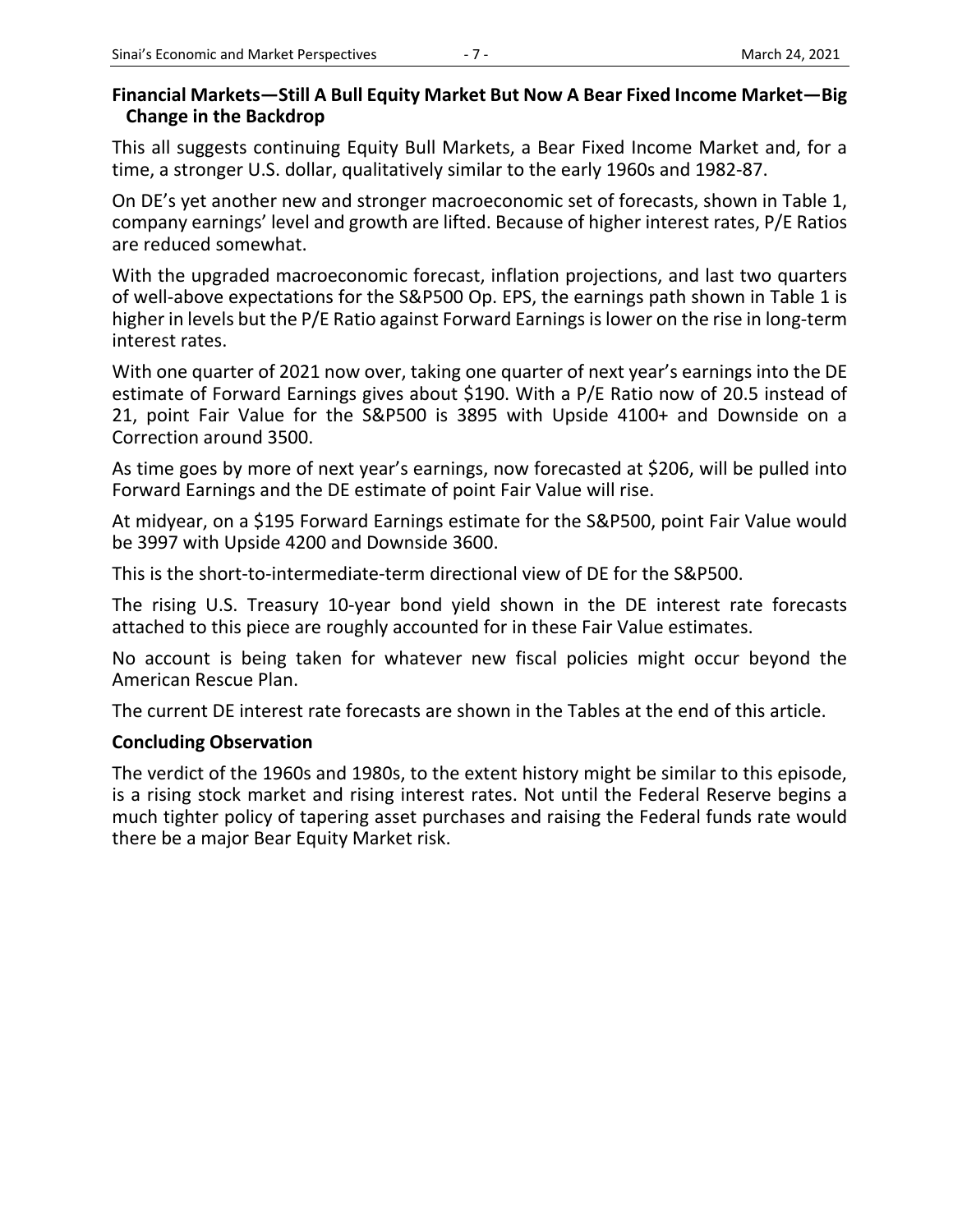## Financial Markets—Still A Bull Equity Market But Now A Bear Fixed Income Market—Big Change in the Backdrop

This all suggests continuing Equity Bull Markets, a Bear Fixed Income Market and, for a time, a stronger U.S. dollar, qualitatively similar to the early 1960s and 1982-87.

On DE's yet another new and stronger macroeconomic set of forecasts, shown in Table 1, company earnings' level and growth are lifted. Because of higher interest rates, P/E Ratios are reduced somewhat.

With the upgraded macroeconomic forecast, inflation projections, and last two quarters of well-above expectations for the S&P500 Op. EPS, the earnings path shown in Table 1 is higher in levels but the P/E Ratio against Forward Earnings is lower on the rise in long-term interest rates.

With one quarter of 2021 now over, taking one quarter of next year's earnings into the DE estimate of Forward Earnings gives about $190. With a P/E Ratio now of 20.5 instead of 21, point Fair Value for the S&P500 is 3895 with Upside 4100+ and Downside on a Correction around 3500.

As time goes by more of next year's earnings, now forecasted at $206, will be pulled into Forward Earnings and the DE estimate of point Fair Value will rise.

At midyear, on a $195 Forward Earnings estimate for the S&P500, point Fair Value would be 3997 with Upside 4200 and Downside 3600.

This is the short-to-intermediate-term directional view of DE for the S&P500.

The rising U.S. Treasury 10-year bond yield shown in the DE interest rate forecasts attached to this piece are roughly accounted for in these Fair Value estimates.

No account is being taken for whatever new fiscal policies might occur beyond the American Rescue Plan.

The current DE interest rate forecasts are shown in the Tables at the end of this article.

## Concluding Observation

The verdict of the 1960s and 1980s, to the extent history might be similar to this episode, is a rising stock market and rising interest rates. Not until the Federal Reserve begins a much tighter policy of tapering asset purchases and raising the Federal funds rate would there be a major Bear Equity Market risk.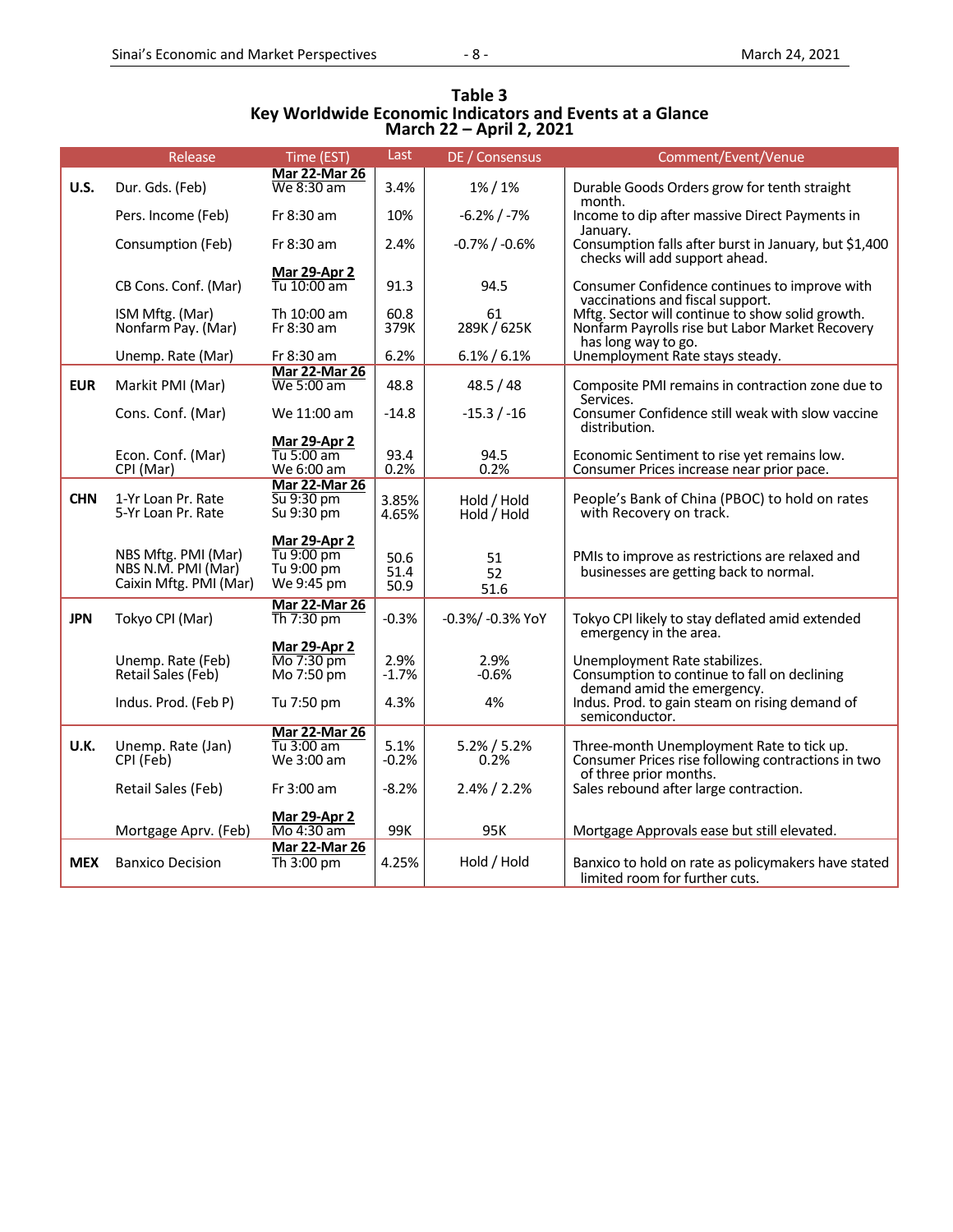## Table 3
## Key Worldwide Economic Indicators and Events at a Glance
## March 22 – April 2, 2021

| | Release | Time (EST) | Last | DE / Consensus | Comment/Event/Venue |
|---|---|---|---|---|---|
| | | **Mar 22-Mar 26** | | | |
| **U.S.** | Dur. Gds. (Feb) | We 8:30 am | 3.4% | 1% / 1% | Durable Goods Orders grow for tenth straight month. |
| | Pers. Income (Feb) | Fr 8:30 am | 10% | -6.2% / -7% | Income to dip after massive Direct Payments in January. |
| | Consumption (Feb) | Fr 8:30 am | 2.4% | -0.7% / -0.6% | Consumption falls after burst in January, but $1,400 checks will add support ahead. |
| | | **Mar 29-Apr 2** | | | |
| | CB Cons. Conf. (Mar) | Tu 10:00 am | 91.3 | 94.5 | Consumer Confidence continues to improve with vaccinations and fiscal support. |
| | ISM Mftg. (Mar) | Th 10:00 am | 60.8 | 61 | Mftg. Sector will continue to show solid growth. |
| | Nonfarm Pay. (Mar) | Fr 8:30 am | 379K | 289K / 625K | Nonfarm Payrolls rise but Labor Market Recovery has long way to go. |
| | Unemp. Rate (Mar) | Fr 8:30 am | 6.2% | 6.1% / 6.1% | Unemployment Rate stays steady. |
| | | **Mar 22-Mar 26** | | | |
| **EUR** | Markit PMI (Mar) | We 5:00 am | 48.8 | 48.5 / 48 | Composite PMI remains in contraction zone due to Services. |
| | Cons. Conf. (Mar) | We 11:00 am | -14.8 | -15.3 / -16 | Consumer Confidence still weak with slow vaccine distribution. |
| | | **Mar 29-Apr 2** | | | |
| | Econ. Conf. (Mar) | Tu 5:00 am | 93.4 | 94.5 | Economic Sentiment to rise yet remains low. |
| | CPI (Mar) | We 6:00 am | 0.2% | 0.2% | Consumer Prices increase near prior pace. |
| | | **Mar 22-Mar 26** | | | |
| **CHN** | 1-Yr Loan Pr. Rate | Su 9:30 pm | 3.85% | Hold / Hold | People's Bank of China (PBOC) to hold on rates with Recovery on track. |
| | 5-Yr Loan Pr. Rate | Su 9:30 pm | 4.65% | Hold / Hold | |
| | | **Mar 29-Apr 2** | | | |
| | NBS Mftg. PMI (Mar) | Tu 9:00 pm | 50.6 | 51 | PMIs to improve as restrictions are relaxed and businesses are getting back to normal. |
| | NBS N.M. PMI (Mar) | Tu 9:00 pm | 51.4 | 52 | |
| | Caixin Mftg. PMI (Mar) | We 9:45 pm | 50.9 | 51.6 | |
| | | **Mar 22-Mar 26** | | | |
| **JPN** | Tokyo CPI (Mar) | Th 7:30 pm | -0.3% | -0.3%/ -0.3% YoY | Tokyo CPI likely to stay deflated amid extended emergency in the area. |
| | | **Mar 29-Apr 2** | | | |
| | Unemp. Rate (Feb) | Mo 7:30 pm | 2.9% | 2.9% | Unemployment Rate stabilizes. |
| | Retail Sales (Feb) | Mo 7:50 pm | -1.7% | -0.6% | Consumption to continue to fall on declining demand amid the emergency. |
| | Indus. Prod. (Feb P) | Tu 7:50 pm | 4.3% | 4% | Indus. Prod. to gain steam on rising demand of semiconductor. |
| | | **Mar 22-Mar 26** | | | |
| **U.K.** | Unemp. Rate (Jan) | Tu 3:00 am | 5.1% | 5.2% / 5.2% | Three-month Unemployment Rate to tick up. |
| | CPI (Feb) | We 3:00 am | -0.2% | 0.2% | Consumer Prices rise following contractions in two of three prior months. |
| | Retail Sales (Feb) | Fr 3:00 am | -8.2% | 2.4% / 2.2% | Sales rebound after large contraction. |
| | | **Mar 29-Apr 2** | | | |
| | Mortgage Aprv. (Feb) | Mo 4:30 am | 99K | 95K | Mortgage Approvals ease but still elevated. |
| | | **Mar 22-Mar 26** | | | |
| **MEX** | Banxico Decision | Th 3:00 pm | 4.25% | Hold / Hold | Banxico to hold on rate as policymakers have stated limited room for further cuts. |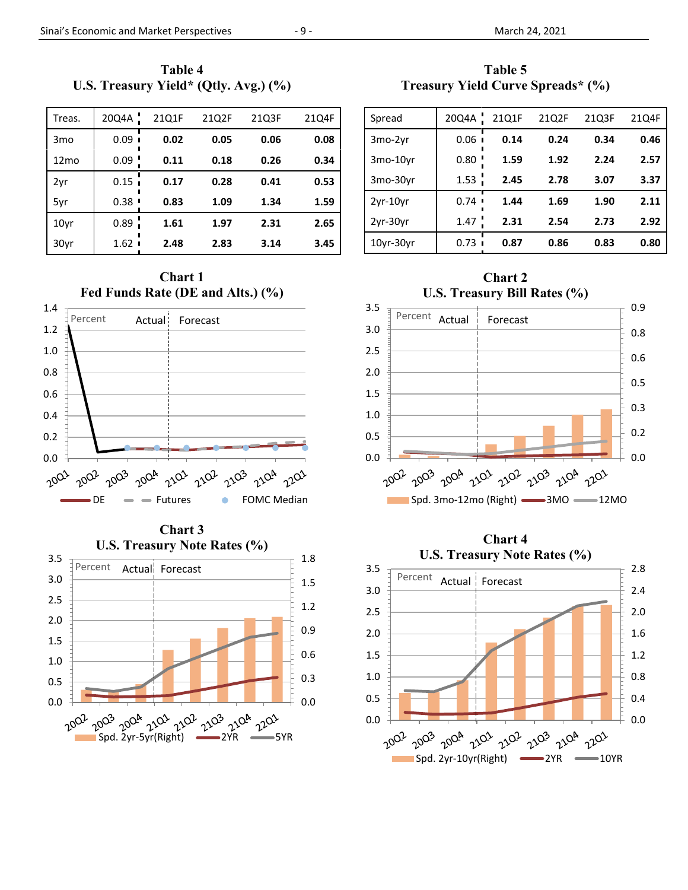## Table 4
## U.S. Treasury Yield* (Qtly. Avg.) (%)

| Treas. | 20Q4A | 21Q1F | 21Q2F | 21Q3F | 21Q4F |
|---|---|---|---|---|---|
| 3mo | 0.09 | **0.02** | **0.05** | **0.06** | **0.08** |
| 12mo | 0.09 | **0.11** | **0.18** | **0.26** | **0.34** |
| 2yr | 0.15 | **0.17** | **0.28** | **0.41** | **0.53** |
| 5yr | 0.38 | **0.83** | **1.09** | **1.34** | **1.59** |
| 10yr | 0.89 | **1.61** | **1.97** | **2.31** | **2.65** |
| 30yr | 1.62 | **2.48** | **2.83** | **3.14** | **3.45** |

## Table 5
## Treasury Yield Curve Spreads* (%)

| Spread | 20Q4A | 21Q1F | 21Q2F | 21Q3F | 21Q4F |
|---|---|---|---|---|---|
| 3mo-2yr | 0.06 | **0.14** | **0.24** | **0.34** | **0.46** |
| 3mo-10yr | 0.80 | **1.59** | **1.92** | **2.24** | **2.57** |
| 3mo-30yr | 1.53 | **2.45** | **2.78** | **3.07** | **3.37** |
| 2yr-10yr | 0.74 | **1.44** | **1.69** | **1.90** | **2.11** |
| 2yr-30yr | 1.47 | **2.31** | **2.54** | **2.73** | **2.92** |
| 10yr-30yr | 0.73 | **0.87** | **0.86** | **0.83** | **0.80** |

## Chart 1
## Fed Funds Rate (DE and Alts.) (%)

## Chart 2
## U.S. Treasury Bill Rates (%)

## Chart 3
## U.S. Treasury Note Rates (%)

## Chart 4
## U.S. Treasury Note Rates (%)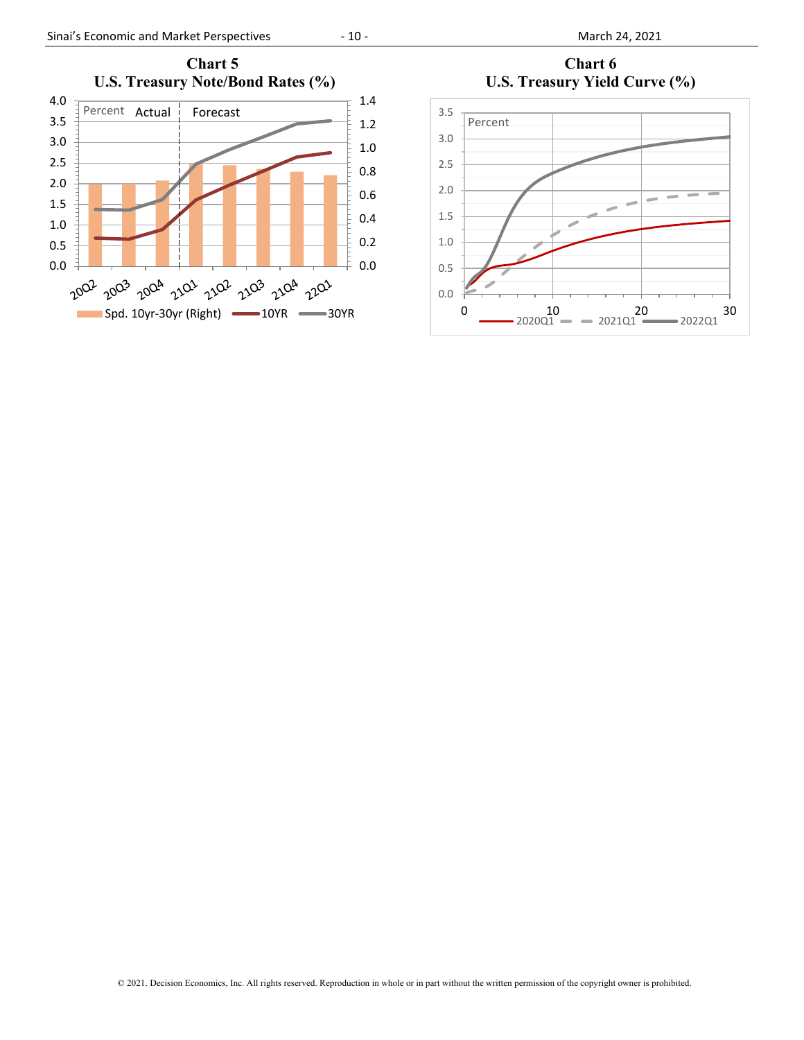**Chart 5**
**U.S. Treasury Note/Bond Rates (%)**

Percent Actual Forecast

4.0
3.5
3.0
2.5
2.0
1.5
1.0
0.5
0.0

1.4
1.2
1.0
0.8
0.6
0.4
0.2
0.0

20Q2 20Q3 20Q4 21Q1 21Q2 21Q3 21Q4 22Q1

Spd. 10yr-30yr (Right) 10YR 30YR

**Chart 6**
**U.S. Treasury Yield Curve (%)**

Percent

3.5
3.0
2.5
2.0
1.5
1.0
0.5
0.0

0 10 20 30

2020Q1 2021Q1 2022Q1

© 2021. Decision Economics, Inc. All rights reserved. Reproduction in whole or in part without the written permission of the copyright owner is prohibited.